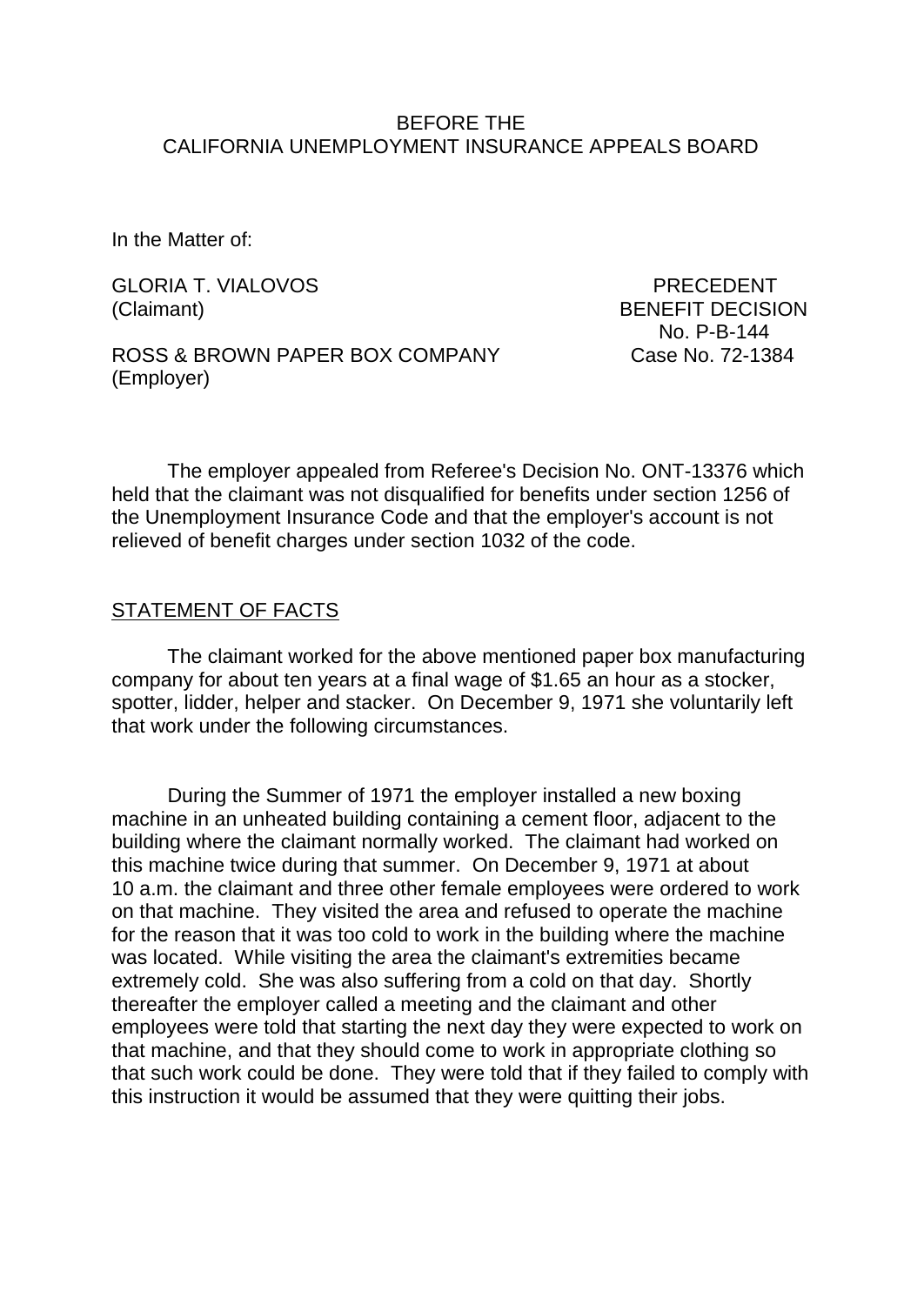BEFORE THE
CALIFORNIA UNEMPLOYMENT INSURANCE APPEALS BOARD

In the Matter of:

GLORIA T. VIALOVOS (Claimant)

ROSS & BROWN PAPER BOX COMPANY (Employer)

PRECEDENT
BENEFIT DECISION
No. P-B-144
Case No. 72-1384

The employer appealed from Referee's Decision No. ONT-13376 which held that the claimant was not disqualified for benefits under section 1256 of the Unemployment Insurance Code and that the employer's account is not relieved of benefit charges under section 1032 of the code.

STATEMENT OF FACTS

The claimant worked for the above mentioned paper box manufacturing company for about ten years at a final wage of $1.65 an hour as a stocker, spotter, lidder, helper and stacker. On December 9, 1971 she voluntarily left that work under the following circumstances.

During the Summer of 1971 the employer installed a new boxing machine in an unheated building containing a cement floor, adjacent to the building where the claimant normally worked. The claimant had worked on this machine twice during that summer. On December 9, 1971 at about 10 a.m. the claimant and three other female employees were ordered to work on that machine. They visited the area and refused to operate the machine for the reason that it was too cold to work in the building where the machine was located. While visiting the area the claimant's extremities became extremely cold. She was also suffering from a cold on that day. Shortly thereafter the employer called a meeting and the claimant and other employees were told that starting the next day they were expected to work on that machine, and that they should come to work in appropriate clothing so that such work could be done. They were told that if they failed to comply with this instruction it would be assumed that they were quitting their jobs.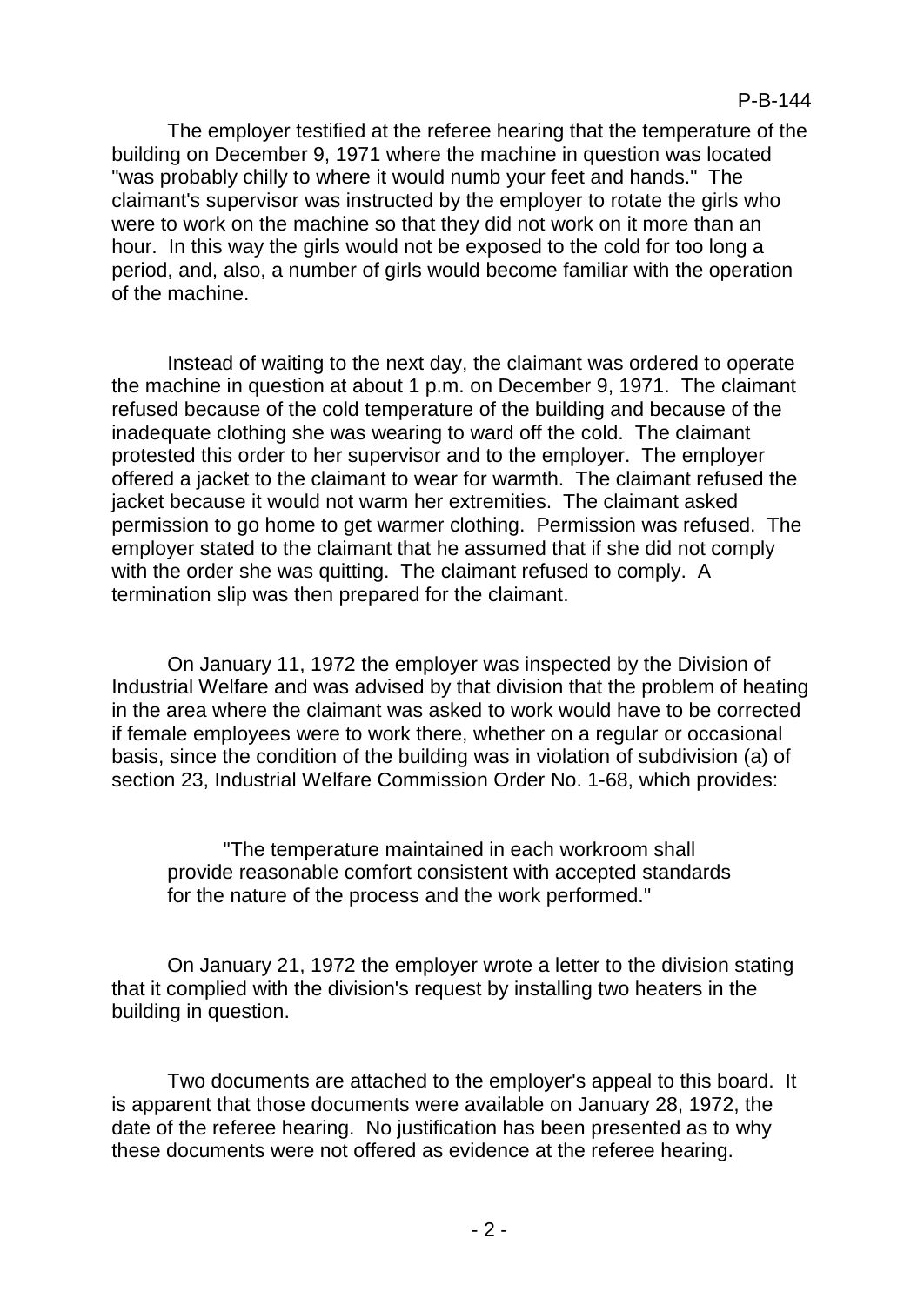The employer testified at the referee hearing that the temperature of the building on December 9, 1971 where the machine in question was located "was probably chilly to where it would numb your feet and hands." The claimant's supervisor was instructed by the employer to rotate the girls who were to work on the machine so that they did not work on it more than an hour. In this way the girls would not be exposed to the cold for too long a period, and, also, a number of girls would become familiar with the operation of the machine.

Instead of waiting to the next day, the claimant was ordered to operate the machine in question at about 1 p.m. on December 9, 1971. The claimant refused because of the cold temperature of the building and because of the inadequate clothing she was wearing to ward off the cold. The claimant protested this order to her supervisor and to the employer. The employer offered a jacket to the claimant to wear for warmth. The claimant refused the jacket because it would not warm her extremities. The claimant asked permission to go home to get warmer clothing. Permission was refused. The employer stated to the claimant that he assumed that if she did not comply with the order she was quitting. The claimant refused to comply. A termination slip was then prepared for the claimant.

On January 11, 1972 the employer was inspected by the Division of Industrial Welfare and was advised by that division that the problem of heating in the area where the claimant was asked to work would have to be corrected if female employees were to work there, whether on a regular or occasional basis, since the condition of the building was in violation of subdivision (a) of section 23, Industrial Welfare Commission Order No. 1-68, which provides:

> "The temperature maintained in each workroom shall provide reasonable comfort consistent with accepted standards for the nature of the process and the work performed."

On January 21, 1972 the employer wrote a letter to the division stating that it complied with the division's request by installing two heaters in the building in question.

Two documents are attached to the employer's appeal to this board. It is apparent that those documents were available on January 28, 1972, the date of the referee hearing. No justification has been presented as to why these documents were not offered as evidence at the referee hearing.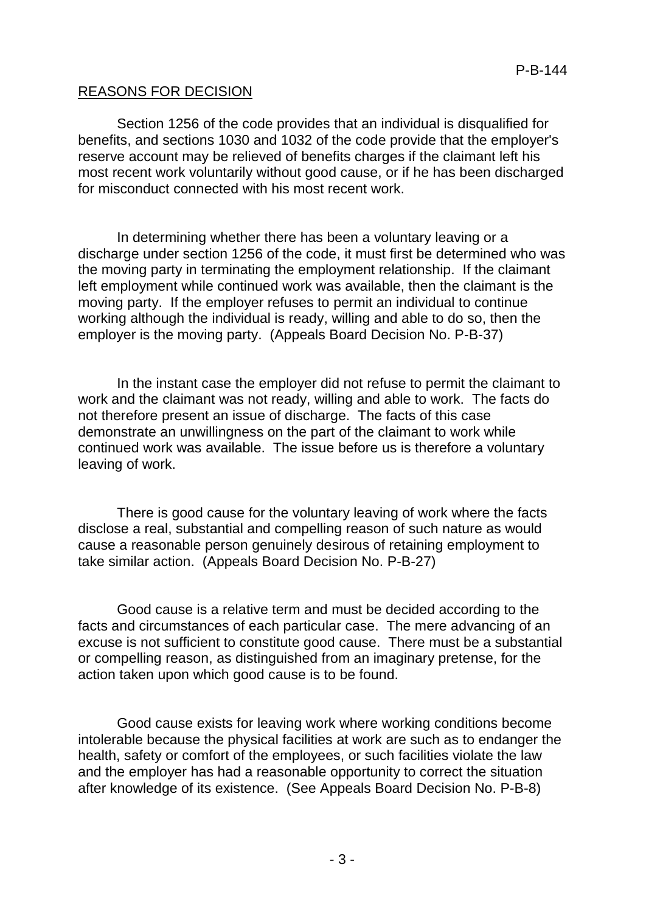REASONS FOR DECISION

Section 1256 of the code provides that an individual is disqualified for benefits, and sections 1030 and 1032 of the code provide that the employer's reserve account may be relieved of benefits charges if the claimant left his most recent work voluntarily without good cause, or if he has been discharged for misconduct connected with his most recent work.

In determining whether there has been a voluntary leaving or a discharge under section 1256 of the code, it must first be determined who was the moving party in terminating the employment relationship. If the claimant left employment while continued work was available, then the claimant is the moving party. If the employer refuses to permit an individual to continue working although the individual is ready, willing and able to do so, then the employer is the moving party. (Appeals Board Decision No. P-B-37)

In the instant case the employer did not refuse to permit the claimant to work and the claimant was not ready, willing and able to work. The facts do not therefore present an issue of discharge. The facts of this case demonstrate an unwillingness on the part of the claimant to work while continued work was available. The issue before us is therefore a voluntary leaving of work.

There is good cause for the voluntary leaving of work where the facts disclose a real, substantial and compelling reason of such nature as would cause a reasonable person genuinely desirous of retaining employment to take similar action. (Appeals Board Decision No. P-B-27)

Good cause is a relative term and must be decided according to the facts and circumstances of each particular case. The mere advancing of an excuse is not sufficient to constitute good cause. There must be a substantial or compelling reason, as distinguished from an imaginary pretense, for the action taken upon which good cause is to be found.

Good cause exists for leaving work where working conditions become intolerable because the physical facilities at work are such as to endanger the health, safety or comfort of the employees, or such facilities violate the law and the employer has had a reasonable opportunity to correct the situation after knowledge of its existence. (See Appeals Board Decision No. P-B-8)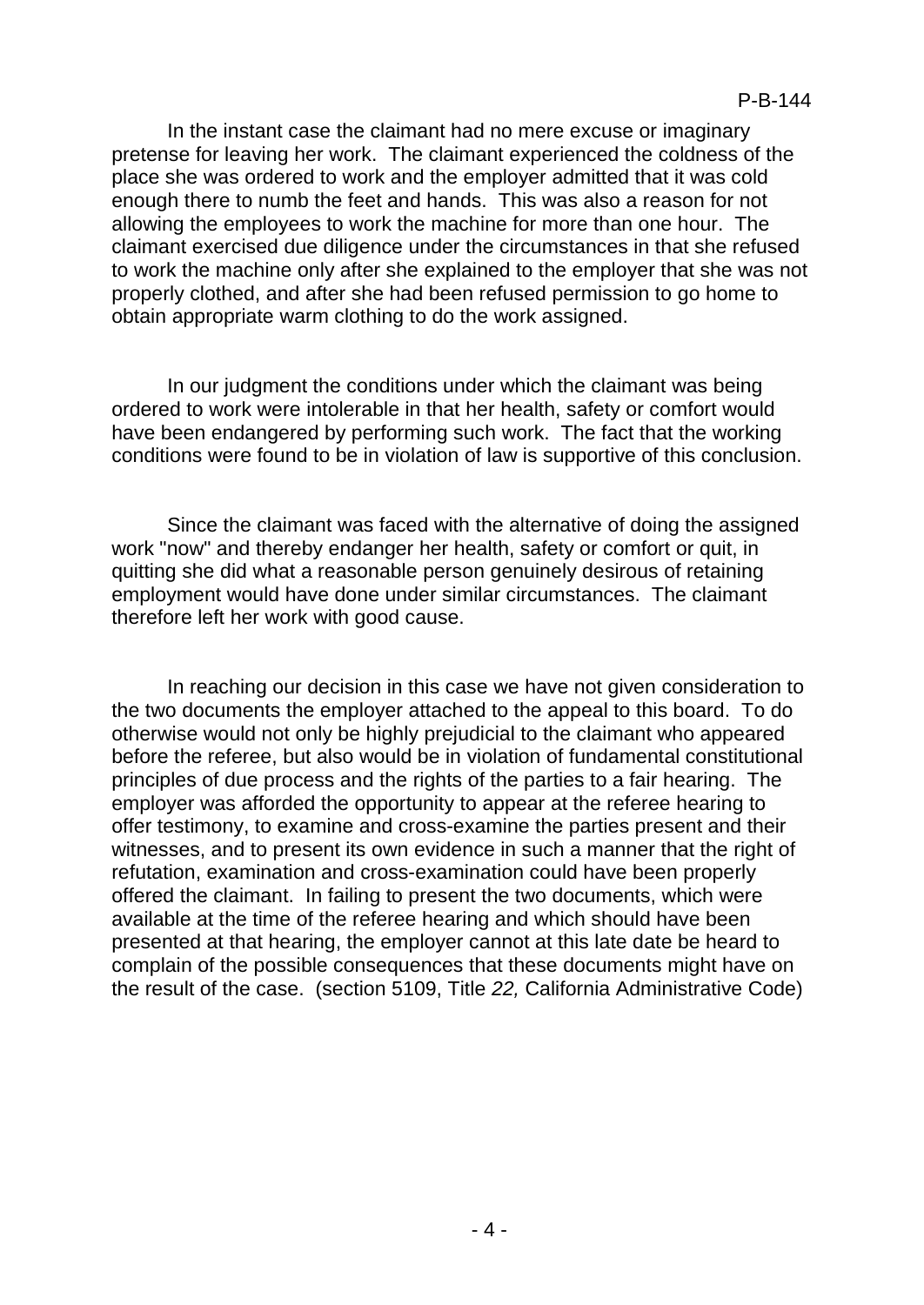In the instant case the claimant had no mere excuse or imaginary pretense for leaving her work. The claimant experienced the coldness of the place she was ordered to work and the employer admitted that it was cold enough there to numb the feet and hands. This was also a reason for not allowing the employees to work the machine for more than one hour. The claimant exercised due diligence under the circumstances in that she refused to work the machine only after she explained to the employer that she was not properly clothed, and after she had been refused permission to go home to obtain appropriate warm clothing to do the work assigned.

In our judgment the conditions under which the claimant was being ordered to work were intolerable in that her health, safety or comfort would have been endangered by performing such work. The fact that the working conditions were found to be in violation of law is supportive of this conclusion.

Since the claimant was faced with the alternative of doing the assigned work "now" and thereby endanger her health, safety or comfort or quit, in quitting she did what a reasonable person genuinely desirous of retaining employment would have done under similar circumstances. The claimant therefore left her work with good cause.

In reaching our decision in this case we have not given consideration to the two documents the employer attached to the appeal to this board. To do otherwise would not only be highly prejudicial to the claimant who appeared before the referee, but also would be in violation of fundamental constitutional principles of due process and the rights of the parties to a fair hearing. The employer was afforded the opportunity to appear at the referee hearing to offer testimony, to examine and cross-examine the parties present and their witnesses, and to present its own evidence in such a manner that the right of refutation, examination and cross-examination could have been properly offered the claimant. In failing to present the two documents, which were available at the time of the referee hearing and which should have been presented at that hearing, the employer cannot at this late date be heard to complain of the possible consequences that these documents might have on the result of the case. (section 5109, Title *22,* California Administrative Code)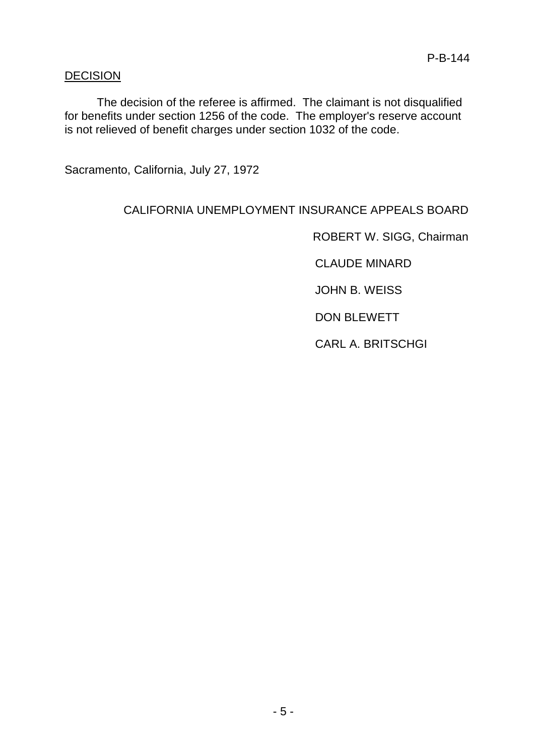DECISION

The decision of the referee is affirmed. The claimant is not disqualified for benefits under section 1256 of the code. The employer's reserve account is not relieved of benefit charges under section 1032 of the code.

Sacramento, California, July 27, 1972

CALIFORNIA UNEMPLOYMENT INSURANCE APPEALS BOARD

ROBERT W. SIGG, Chairman

CLAUDE MINARD

JOHN B. WEISS

DON BLEWETT

CARL A. BRITSCHGI